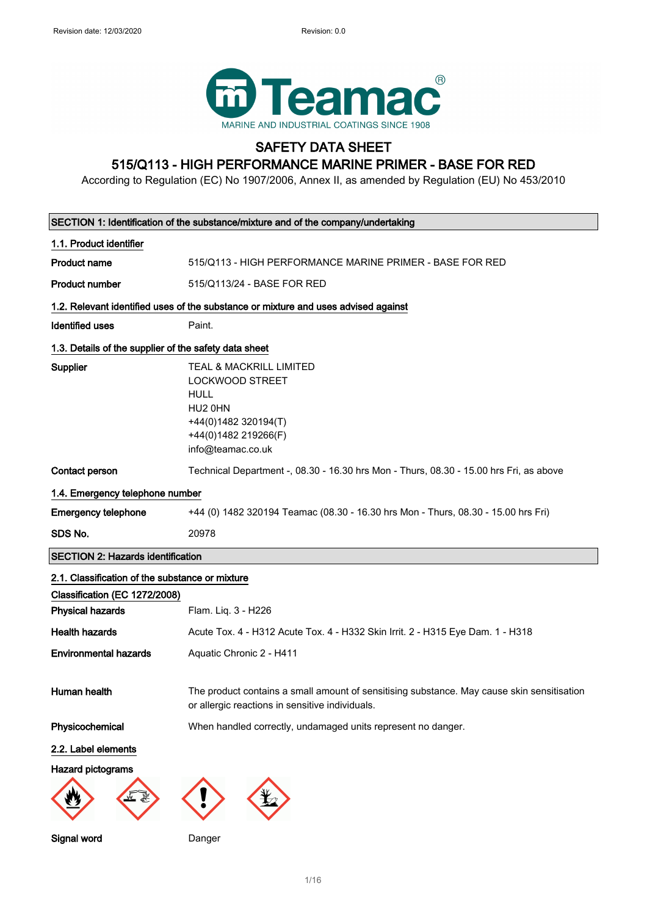Revision date: 12/03/2020 Revision: 0.0

Teamac®
MARINE AND INDUSTRIAL COATINGS SINCE 1908

# SAFETY DATA SHEET

## 515/Q113 - HIGH PERFORMANCE MARINE PRIMER - BASE FOR RED

According to Regulation (EC) No 1907/2006, Annex II, as amended by Regulation (EU) No 453/2010

### SECTION 1: Identification of the substance/mixture and of the company/undertaking

**1.1. Product identifier**

**Product name** 515/Q113 - HIGH PERFORMANCE MARINE PRIMER - BASE FOR RED

**Product number** 515/Q113/24 - BASE FOR RED

**1.2. Relevant identified uses of the substance or mixture and uses advised against**

**Identified uses** Paint.

**1.3. Details of the supplier of the safety data sheet**

**Supplier**
TEAL & MACKRILL LIMITED
LOCKWOOD STREET
HULL
HU2 0HN
+44(0)1482 320194(T)
+44(0)1482 219266(F)
info@teamac.co.uk

**Contact person** Technical Department -, 08.30 - 16.30 hrs Mon - Thurs, 08.30 - 15.00 hrs Fri, as above

**1.4. Emergency telephone number**

**Emergency telephone** +44 (0) 1482 320194 Teamac (08.30 - 16.30 hrs Mon - Thurs, 08.30 - 15.00 hrs Fri)

**SDS No.** 20978

### SECTION 2: Hazards identification

**2.1. Classification of the substance or mixture**

**Classification (EC 1272/2008)**

**Physical hazards** Flam. Liq. 3 - H226

**Health hazards** Acute Tox. 4 - H312 Acute Tox. 4 - H332 Skin Irrit. 2 - H315 Eye Dam. 1 - H318

**Environmental hazards** Aquatic Chronic 2 - H411

**Human health** The product contains a small amount of sensitising substance. May cause skin sensitisation or allergic reactions in sensitive individuals.

**Physicochemical** When handled correctly, undamaged units represent no danger.

**2.2. Label elements**

**Hazard pictograms**

**Signal word** Danger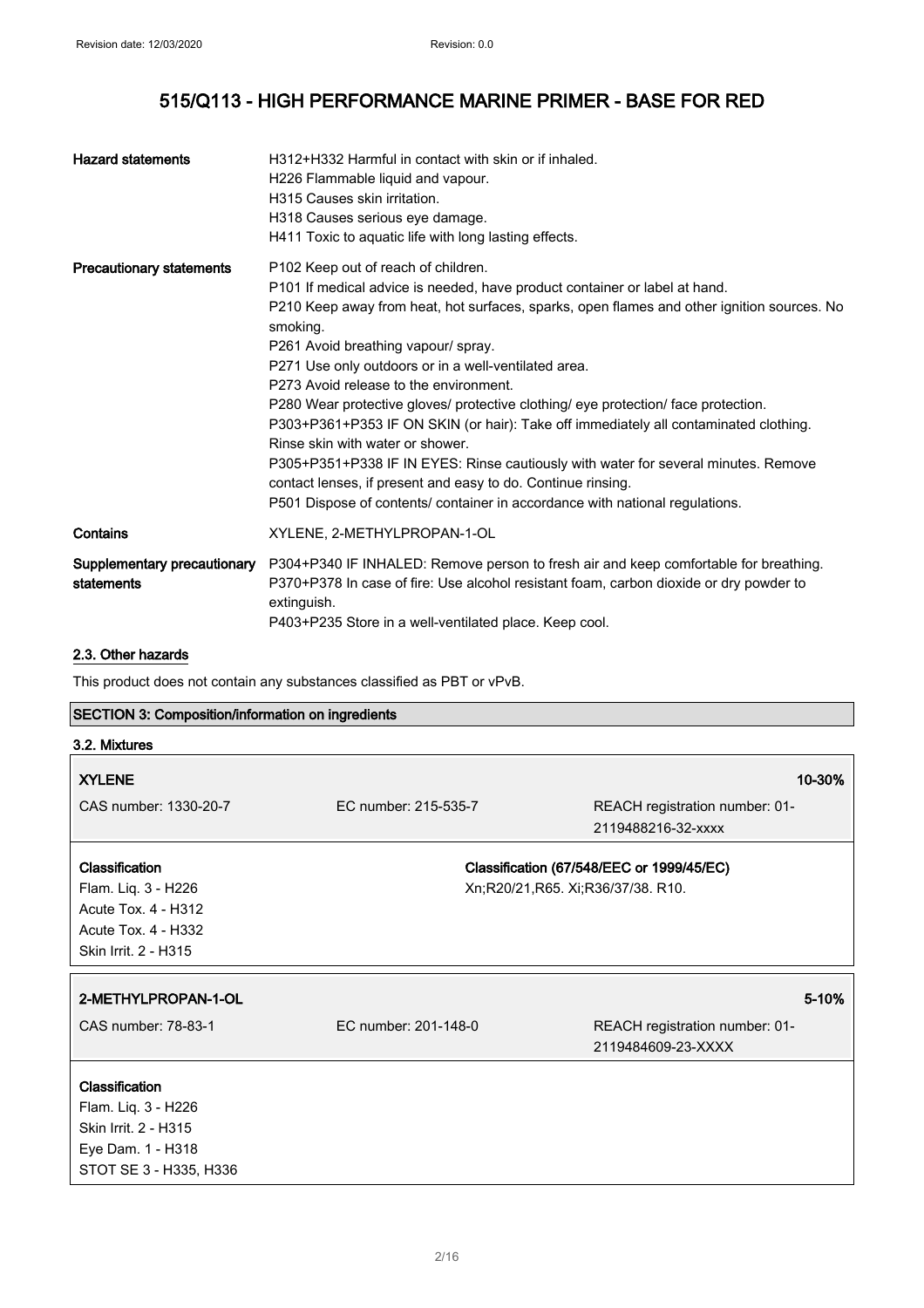| | |
|---|---|
| **Hazard statements** | H312+H332 Harmful in contact with skin or if inhaled.<br>H226 Flammable liquid and vapour.<br>H315 Causes skin irritation.<br>H318 Causes serious eye damage.<br>H411 Toxic to aquatic life with long lasting effects. |
| **Precautionary statements** | P102 Keep out of reach of children.<br>P101 If medical advice is needed, have product container or label at hand.<br>P210 Keep away from heat, hot surfaces, sparks, open flames and other ignition sources. No smoking.<br>P261 Avoid breathing vapour/ spray.<br>P271 Use only outdoors or in a well-ventilated area.<br>P273 Avoid release to the environment.<br>P280 Wear protective gloves/ protective clothing/ eye protection/ face protection.<br>P303+P361+P353 IF ON SKIN (or hair): Take off immediately all contaminated clothing. Rinse skin with water or shower.<br>P305+P351+P338 IF IN EYES: Rinse cautiously with water for several minutes. Remove contact lenses, if present and easy to do. Continue rinsing.<br>P501 Dispose of contents/ container in accordance with national regulations. |
| **Contains** | XYLENE, 2-METHYLPROPAN-1-OL |
| **Supplementary precautionary statements** | P304+P340 IF INHALED: Remove person to fresh air and keep comfortable for breathing.<br>P370+P378 In case of fire: Use alcohol resistant foam, carbon dioxide or dry powder to extinguish.<br>P403+P235 Store in a well-ventilated place. Keep cool. |

### 2.3. Other hazards

This product does not contain any substances classified as PBT or vPvB.

## SECTION 3: Composition/information on ingredients

### 3.2. Mixtures

| **XYLENE** | | **10-30%** |
|---|---|---|
| CAS number: 1330-20-7 | EC number: 215-535-7 | REACH registration number: 01-2119488216-32-xxxx |

**Classification**
Flam. Liq. 3 - H226
Acute Tox. 4 - H312
Acute Tox. 4 - H332
Skin Irrit. 2 - H315

**Classification (67/548/EEC or 1999/45/EC)**
Xn;R20/21,R65. Xi;R36/37/38. R10.

| **2-METHYLPROPAN-1-OL** | | **5-10%** |
|---|---|---|
| CAS number: 78-83-1 | EC number: 201-148-0 | REACH registration number: 01-2119484609-23-XXXX |

**Classification**
Flam. Liq. 3 - H226
Skin Irrit. 2 - H315
Eye Dam. 1 - H318
STOT SE 3 - H335, H336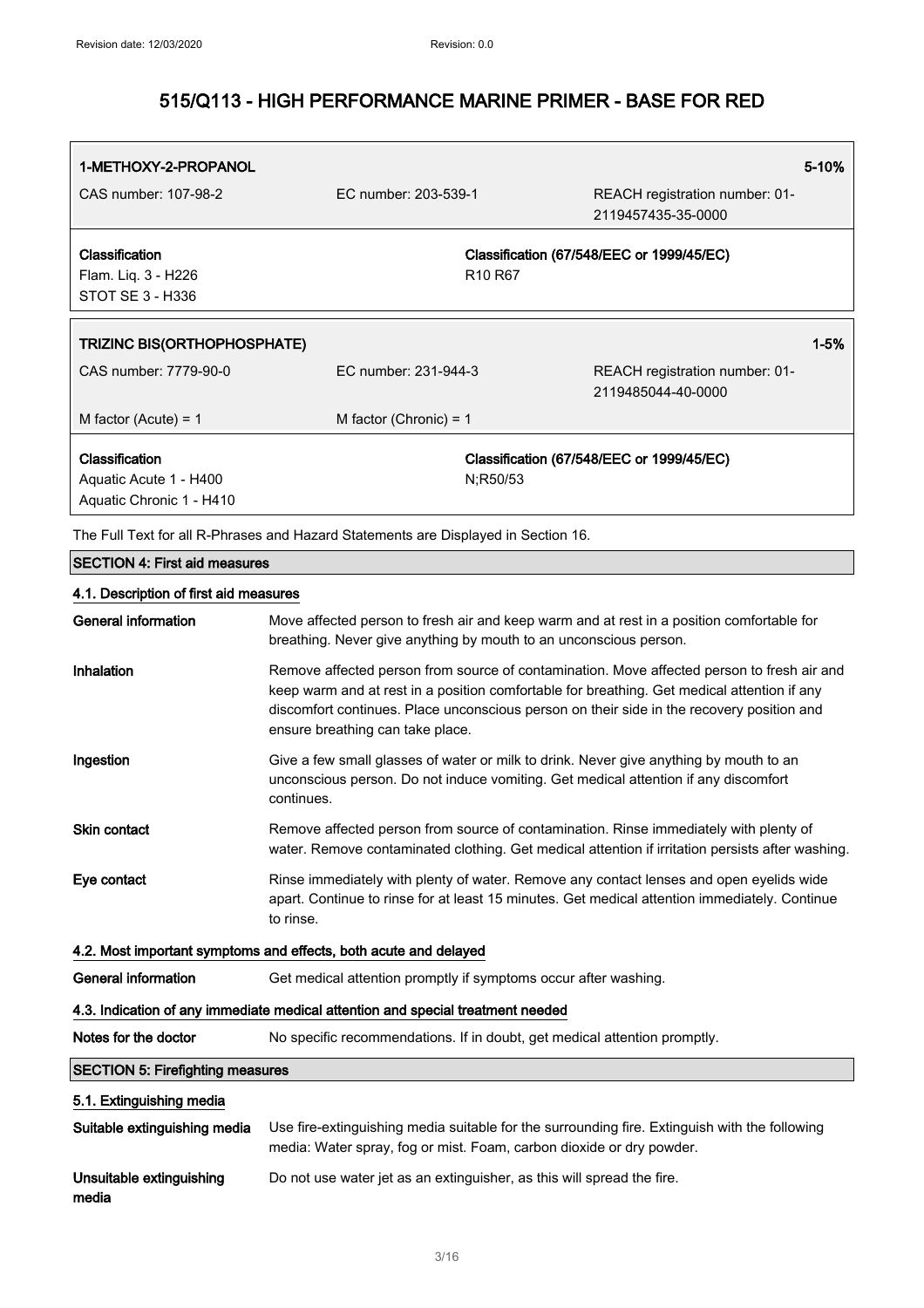| **1-METHOXY-2-PROPANOL** | | **5-10%** |
| --- | --- | --- |
| CAS number: 107-98-2 | EC number: 203-539-1 | REACH registration number: 01-2119457435-35-0000 |
| **Classification**<br>Flam. Liq. 3 - H226<br>STOT SE 3 - H336 | **Classification (67/548/EEC or 1999/45/EC)**<br>R10 R67 | |

| **TRIZINC BIS(ORTHOPHOSPHATE)** | | **1-5%** |
| --- | --- | --- |
| CAS number: 7779-90-0 | EC number: 231-944-3 | REACH registration number: 01-2119485044-40-0000 |
| M factor (Acute) = 1 | M factor (Chronic) = 1 | |
| **Classification**<br>Aquatic Acute 1 - H400<br>Aquatic Chronic 1 - H410 | **Classification (67/548/EEC or 1999/45/EC)**<br>N;R50/53 | |

The Full Text for all R-Phrases and Hazard Statements are Displayed in Section 16.

## SECTION 4: First aid measures

### 4.1. Description of first aid measures

**General information** Move affected person to fresh air and keep warm and at rest in a position comfortable for breathing. Never give anything by mouth to an unconscious person.

**Inhalation** Remove affected person from source of contamination. Move affected person to fresh air and keep warm and at rest in a position comfortable for breathing. Get medical attention if any discomfort continues. Place unconscious person on their side in the recovery position and ensure breathing can take place.

**Ingestion** Give a few small glasses of water or milk to drink. Never give anything by mouth to an unconscious person. Do not induce vomiting. Get medical attention if any discomfort continues.

**Skin contact** Remove affected person from source of contamination. Rinse immediately with plenty of water. Remove contaminated clothing. Get medical attention if irritation persists after washing.

**Eye contact** Rinse immediately with plenty of water. Remove any contact lenses and open eyelids wide apart. Continue to rinse for at least 15 minutes. Get medical attention immediately. Continue to rinse.

### 4.2. Most important symptoms and effects, both acute and delayed

**General information** Get medical attention promptly if symptoms occur after washing.

### 4.3. Indication of any immediate medical attention and special treatment needed

**Notes for the doctor** No specific recommendations. If in doubt, get medical attention promptly.

## SECTION 5: Firefighting measures

### 5.1. Extinguishing media

**Suitable extinguishing media** Use fire-extinguishing media suitable for the surrounding fire. Extinguish with the following media: Water spray, fog or mist. Foam, carbon dioxide or dry powder.

**Unsuitable extinguishing media** Do not use water jet as an extinguisher, as this will spread the fire.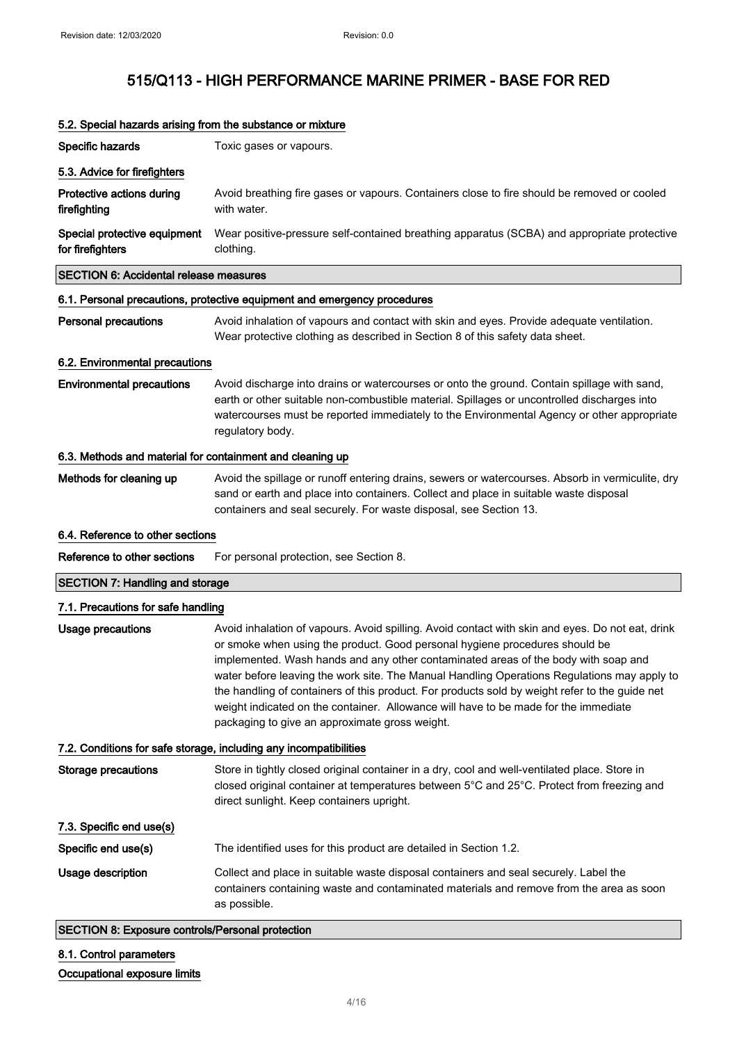### 5.2. Special hazards arising from the substance or mixture

**Specific hazards** Toxic gases or vapours.

### 5.3. Advice for firefighters

**Protective actions during firefighting** Avoid breathing fire gases or vapours. Containers close to fire should be removed or cooled with water.

**Special protective equipment for firefighters** Wear positive-pressure self-contained breathing apparatus (SCBA) and appropriate protective clothing.

## SECTION 6: Accidental release measures

### 6.1. Personal precautions, protective equipment and emergency procedures

**Personal precautions** Avoid inhalation of vapours and contact with skin and eyes. Provide adequate ventilation. Wear protective clothing as described in Section 8 of this safety data sheet.

### 6.2. Environmental precautions

**Environmental precautions** Avoid discharge into drains or watercourses or onto the ground. Contain spillage with sand, earth or other suitable non-combustible material. Spillages or uncontrolled discharges into watercourses must be reported immediately to the Environmental Agency or other appropriate regulatory body.

### 6.3. Methods and material for containment and cleaning up

**Methods for cleaning up** Avoid the spillage or runoff entering drains, sewers or watercourses. Absorb in vermiculite, dry sand or earth and place into containers. Collect and place in suitable waste disposal containers and seal securely. For waste disposal, see Section 13.

### 6.4. Reference to other sections

**Reference to other sections** For personal protection, see Section 8.

## SECTION 7: Handling and storage

### 7.1. Precautions for safe handling

**Usage precautions** Avoid inhalation of vapours. Avoid spilling. Avoid contact with skin and eyes. Do not eat, drink or smoke when using the product. Good personal hygiene procedures should be implemented. Wash hands and any other contaminated areas of the body with soap and water before leaving the work site. The Manual Handling Operations Regulations may apply to the handling of containers of this product. For products sold by weight refer to the guide net weight indicated on the container. Allowance will have to be made for the immediate packaging to give an approximate gross weight.

### 7.2. Conditions for safe storage, including any incompatibilities

**Storage precautions** Store in tightly closed original container in a dry, cool and well-ventilated place. Store in closed original container at temperatures between 5°C and 25°C. Protect from freezing and direct sunlight. Keep containers upright.

### 7.3. Specific end use(s)

**Specific end use(s)** The identified uses for this product are detailed in Section 1.2.

**Usage description** Collect and place in suitable waste disposal containers and seal securely. Label the containers containing waste and contaminated materials and remove from the area as soon as possible.

## SECTION 8: Exposure controls/Personal protection

### 8.1. Control parameters

**Occupational exposure limits**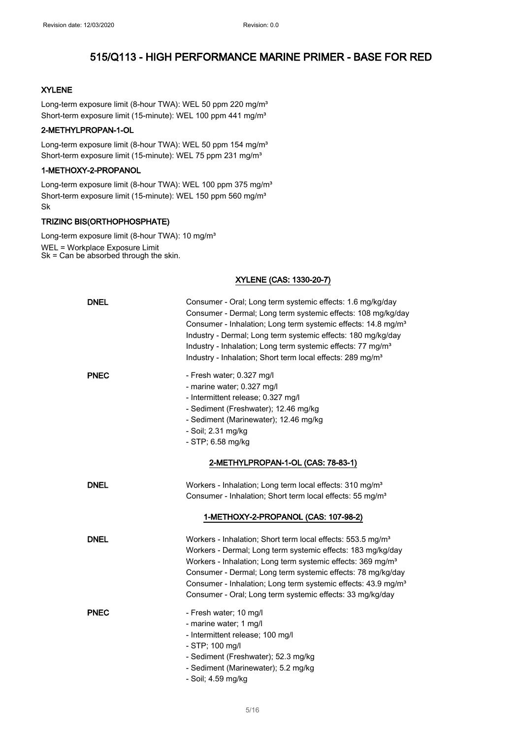**XYLENE**

Long-term exposure limit (8-hour TWA): WEL 50 ppm 220 mg/m³
Short-term exposure limit (15-minute): WEL 100 ppm 441 mg/m³

**2-METHYLPROPAN-1-OL**

Long-term exposure limit (8-hour TWA): WEL 50 ppm 154 mg/m³
Short-term exposure limit (15-minute): WEL 75 ppm 231 mg/m³

**1-METHOXY-2-PROPANOL**

Long-term exposure limit (8-hour TWA): WEL 100 ppm 375 mg/m³
Short-term exposure limit (15-minute): WEL 150 ppm 560 mg/m³
Sk

**TRIZINC BIS(ORTHOPHOSPHATE)**

Long-term exposure limit (8-hour TWA): 10 mg/m³
WEL = Workplace Exposure Limit
Sk = Can be absorbed through the skin.

**XYLENE (CAS: 1330-20-7)**

**DNEL**
Consumer - Oral; Long term systemic effects: 1.6 mg/kg/day
Consumer - Dermal; Long term systemic effects: 108 mg/kg/day
Consumer - Inhalation; Long term systemic effects: 14.8 mg/m³
Industry - Dermal; Long term systemic effects: 180 mg/kg/day
Industry - Inhalation; Long term systemic effects: 77 mg/m³
Industry - Inhalation; Short term local effects: 289 mg/m³

**PNEC**
- Fresh water; 0.327 mg/l
- marine water; 0.327 mg/l
- Intermittent release; 0.327 mg/l
- Sediment (Freshwater); 12.46 mg/kg
- Sediment (Marinewater); 12.46 mg/kg
- Soil; 2.31 mg/kg
- STP; 6.58 mg/kg

**2-METHYLPROPAN-1-OL (CAS: 78-83-1)**

**DNEL**
Workers - Inhalation; Long term local effects: 310 mg/m³
Consumer - Inhalation; Short term local effects: 55 mg/m³

**1-METHOXY-2-PROPANOL (CAS: 107-98-2)**

**DNEL**
Workers - Inhalation; Short term local effects: 553.5 mg/m³
Workers - Dermal; Long term systemic effects: 183 mg/kg/day
Workers - Inhalation; Long term systemic effects: 369 mg/m³
Consumer - Dermal; Long term systemic effects: 78 mg/kg/day
Consumer - Inhalation; Long term systemic effects: 43.9 mg/m³
Consumer - Oral; Long term systemic effects: 33 mg/kg/day

**PNEC**
- Fresh water; 10 mg/l
- marine water; 1 mg/l
- Intermittent release; 100 mg/l
- STP; 100 mg/l
- Sediment (Freshwater); 52.3 mg/kg
- Sediment (Marinewater); 5.2 mg/kg
- Soil; 4.59 mg/kg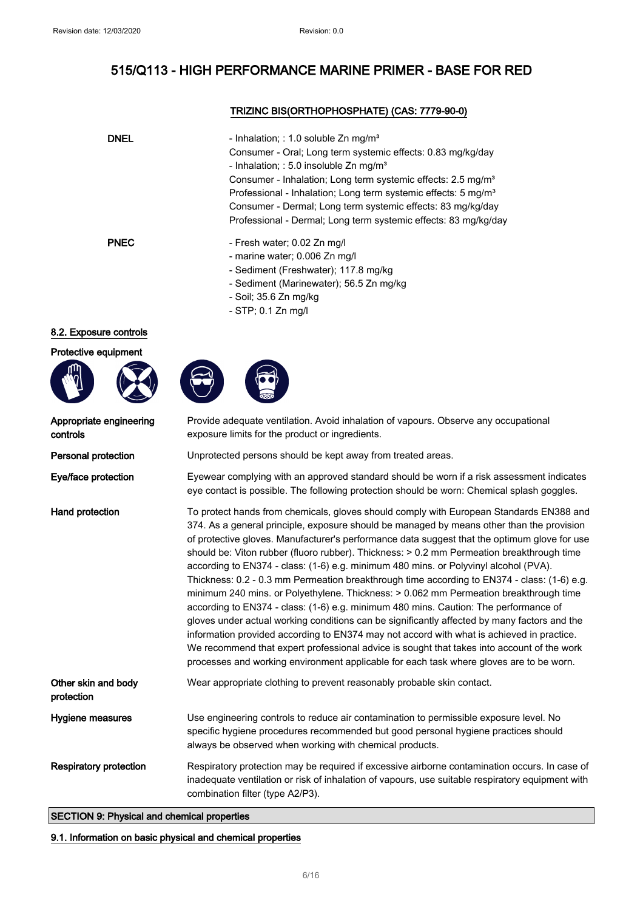TRIZINC BIS(ORTHOPHOSPHATE) (CAS: 7779-90-0)

| | |
|---|---|
| DNEL | - Inhalation; : 1.0 soluble Zn mg/m³<br>Consumer - Oral; Long term systemic effects: 0.83 mg/kg/day<br>- Inhalation; : 5.0 insoluble Zn mg/m³<br>Consumer - Inhalation; Long term systemic effects: 2.5 mg/m³<br>Professional - Inhalation; Long term systemic effects: 5 mg/m³<br>Consumer - Dermal; Long term systemic effects: 83 mg/kg/day<br>Professional - Dermal; Long term systemic effects: 83 mg/kg/day |
| PNEC | - Fresh water; 0.02 Zn mg/l<br>- marine water; 0.006 Zn mg/l<br>- Sediment (Freshwater); 117.8 mg/kg<br>- Sediment (Marinewater); 56.5 Zn mg/kg<br>- Soil; 35.6 Zn mg/kg<br>- STP; 0.1 Zn mg/l |

### 8.2. Exposure controls

**Protective equipment**

| | |
|---|---|
| Appropriate engineering controls | Provide adequate ventilation. Avoid inhalation of vapours. Observe any occupational exposure limits for the product or ingredients. |
| Personal protection | Unprotected persons should be kept away from treated areas. |
| Eye/face protection | Eyewear complying with an approved standard should be worn if a risk assessment indicates eye contact is possible. The following protection should be worn: Chemical splash goggles. |
| Hand protection | To protect hands from chemicals, gloves should comply with European Standards EN388 and 374. As a general principle, exposure should be managed by means other than the provision of protective gloves. Manufacturer's performance data suggest that the optimum glove for use should be: Viton rubber (fluoro rubber). Thickness: > 0.2 mm Permeation breakthrough time according to EN374 - class: (1-6) e.g. minimum 480 mins. or Polyvinyl alcohol (PVA). Thickness: 0.2 - 0.3 mm Permeation breakthrough time according to EN374 - class: (1-6) e.g. minimum 240 mins. or Polyethylene. Thickness: > 0.062 mm Permeation breakthrough time according to EN374 - class: (1-6) e.g. minimum 480 mins. Caution: The performance of gloves under actual working conditions can be significantly affected by many factors and the information provided according to EN374 may not accord with what is achieved in practice. We recommend that expert professional advice is sought that takes into account of the work processes and working environment applicable for each task where gloves are to be worn. |
| Other skin and body protection | Wear appropriate clothing to prevent reasonably probable skin contact. |
| Hygiene measures | Use engineering controls to reduce air contamination to permissible exposure level. No specific hygiene procedures recommended but good personal hygiene practices should always be observed when working with chemical products. |
| Respiratory protection | Respiratory protection may be required if excessive airborne contamination occurs. In case of inadequate ventilation or risk of inhalation of vapours, use suitable respiratory equipment with combination filter (type A2/P3). |

## SECTION 9: Physical and chemical properties

### 9.1. Information on basic physical and chemical properties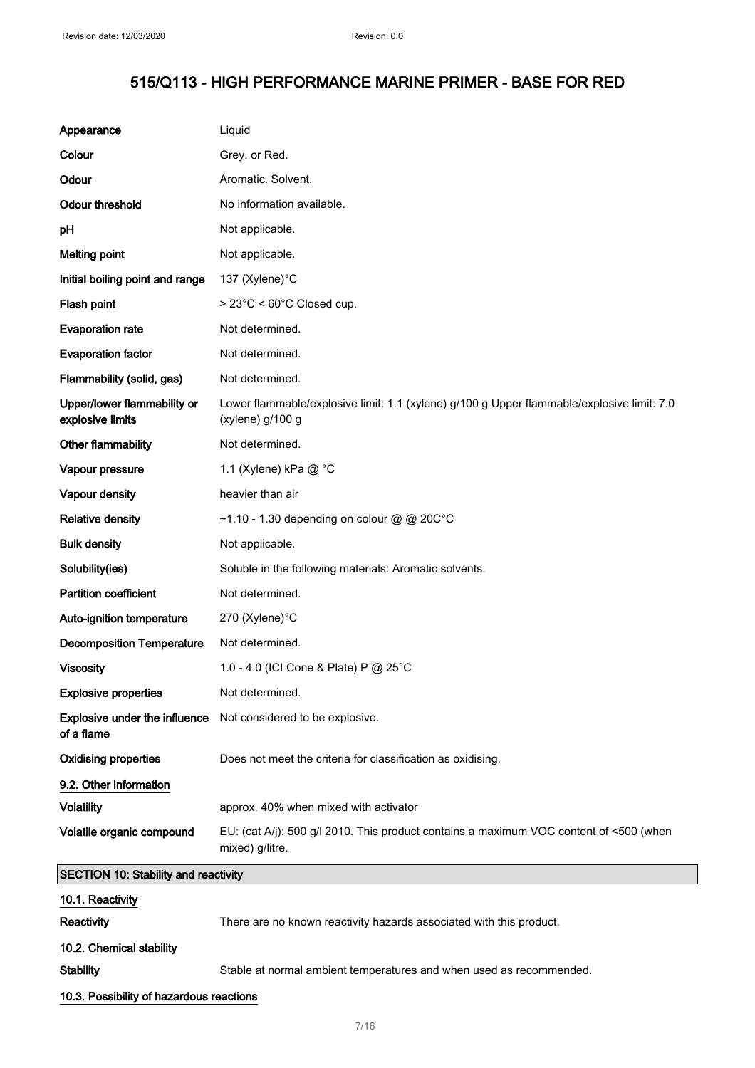# 515/Q113 - HIGH PERFORMANCE MARINE PRIMER - BASE FOR RED

| | |
|---|---|
| **Appearance** | Liquid |
| **Colour** | Grey. or Red. |
| **Odour** | Aromatic. Solvent. |
| **Odour threshold** | No information available. |
| **pH** | Not applicable. |
| **Melting point** | Not applicable. |
| **Initial boiling point and range** | 137 (Xylene)°C |
| **Flash point** | > 23°C < 60°C Closed cup. |
| **Evaporation rate** | Not determined. |
| **Evaporation factor** | Not determined. |
| **Flammability (solid, gas)** | Not determined. |
| **Upper/lower flammability or explosive limits** | Lower flammable/explosive limit: 1.1 (xylene) g/100 g Upper flammable/explosive limit: 7.0 (xylene) g/100 g |
| **Other flammability** | Not determined. |
| **Vapour pressure** | 1.1 (Xylene) kPa @ °C |
| **Vapour density** | heavier than air |
| **Relative density** | ~1.10 - 1.30 depending on colour @ @ 20C°C |
| **Bulk density** | Not applicable. |
| **Solubility(ies)** | Soluble in the following materials: Aromatic solvents. |
| **Partition coefficient** | Not determined. |
| **Auto-ignition temperature** | 270 (Xylene)°C |
| **Decomposition Temperature** | Not determined. |
| **Viscosity** | 1.0 - 4.0 (ICI Cone & Plate) P @ 25°C |
| **Explosive properties** | Not determined. |
| **Explosive under the influence of a flame** | Not considered to be explosive. |
| **Oxidising properties** | Does not meet the criteria for classification as oxidising. |

### 9.2. Other information

| | |
|---|---|
| **Volatility** | approx. 40% when mixed with activator |
| **Volatile organic compound** | EU: (cat A/j): 500 g/l 2010. This product contains a maximum VOC content of <500 (when mixed) g/litre. |

## SECTION 10: Stability and reactivity

### 10.1. Reactivity

**Reactivity** There are no known reactivity hazards associated with this product.

### 10.2. Chemical stability

**Stability** Stable at normal ambient temperatures and when used as recommended.

### 10.3. Possibility of hazardous reactions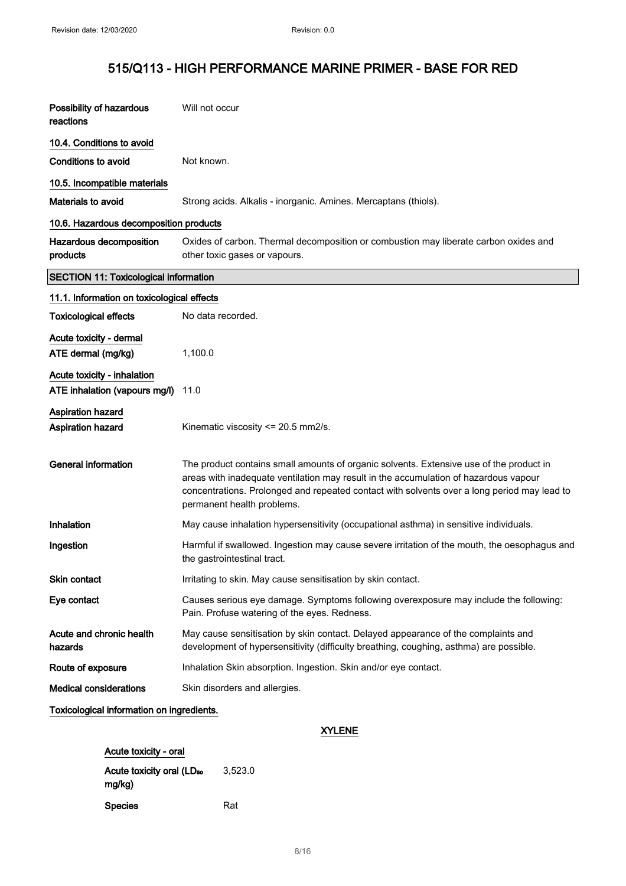| | |
|---|---|
| **Possibility of hazardous reactions** | Will not occur |

### 10.4. Conditions to avoid

| | |
|---|---|
| **Conditions to avoid** | Not known. |

### 10.5. Incompatible materials

| | |
|---|---|
| **Materials to avoid** | Strong acids. Alkalis - inorganic. Amines. Mercaptans (thiols). |

### 10.6. Hazardous decomposition products

| | |
|---|---|
| **Hazardous decomposition products** | Oxides of carbon. Thermal decomposition or combustion may liberate carbon oxides and other toxic gases or vapours. |

## SECTION 11: Toxicological information

### 11.1. Information on toxicological effects

| | |
|---|---|
| **Toxicological effects** | No data recorded. |

**Acute toxicity - dermal**

| | |
|---|---|
| **ATE dermal (mg/kg)** | 1,100.0 |

**Acute toxicity - inhalation**

| | |
|---|---|
| **ATE inhalation (vapours mg/l)** | 11.0 |

**Aspiration hazard**

| | |
|---|---|
| **Aspiration hazard** | Kinematic viscosity <= 20.5 mm2/s. |

| | |
|---|---|
| **General information** | The product contains small amounts of organic solvents. Extensive use of the product in areas with inadequate ventilation may result in the accumulation of hazardous vapour concentrations. Prolonged and repeated contact with solvents over a long period may lead to permanent health problems. |
| **Inhalation** | May cause inhalation hypersensitivity (occupational asthma) in sensitive individuals. |
| **Ingestion** | Harmful if swallowed. Ingestion may cause severe irritation of the mouth, the oesophagus and the gastrointestinal tract. |
| **Skin contact** | Irritating to skin. May cause sensitisation by skin contact. |
| **Eye contact** | Causes serious eye damage. Symptoms following overexposure may include the following: Pain. Profuse watering of the eyes. Redness. |
| **Acute and chronic health hazards** | May cause sensitisation by skin contact. Delayed appearance of the complaints and development of hypersensitivity (difficulty breathing, coughing, asthma) are possible. |
| **Route of exposure** | Inhalation Skin absorption. Ingestion. Skin and/or eye contact. |
| **Medical considerations** | Skin disorders and allergies. |

**Toxicological information on ingredients.**

**XYLENE**

**Acute toxicity - oral**

| | |
|---|---|
| **Acute toxicity oral ($LD_{50}$ mg/kg)** | 3,523.0 |
| **Species** | Rat |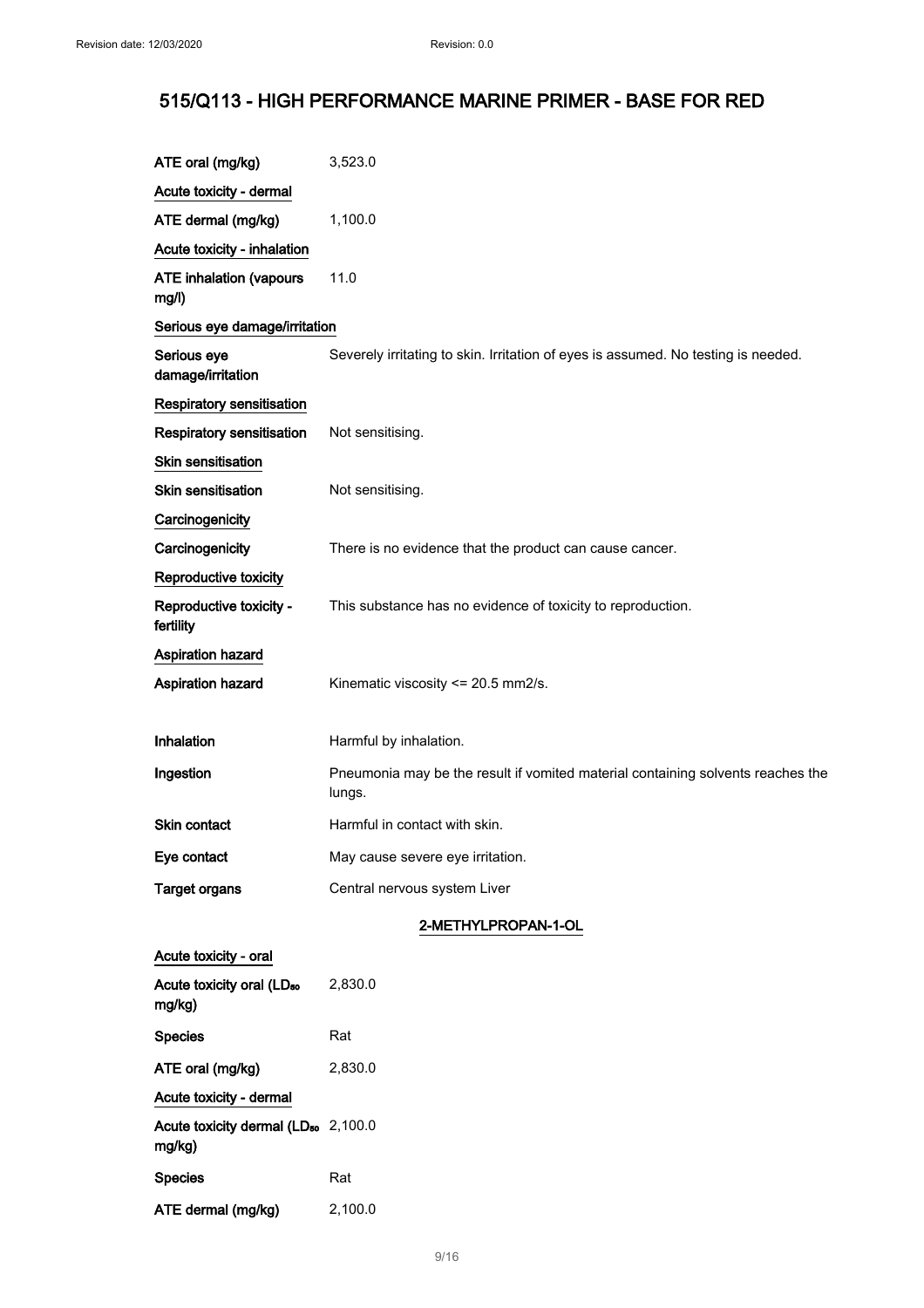| | |
|---|---|
| ATE oral (mg/kg) | 3,523.0 |

**Acute toxicity - dermal**

| | |
|---|---|
| ATE dermal (mg/kg) | 1,100.0 |

**Acute toxicity - inhalation**

| | |
|---|---|
| ATE inhalation (vapours mg/l) | 11.0 |

**Serious eye damage/irritation**

| | |
|---|---|
| Serious eye damage/irritation | Severely irritating to skin. Irritation of eyes is assumed. No testing is needed. |

**Respiratory sensitisation**

| | |
|---|---|
| Respiratory sensitisation | Not sensitising. |

**Skin sensitisation**

| | |
|---|---|
| Skin sensitisation | Not sensitising. |

**Carcinogenicity**

| | |
|---|---|
| Carcinogenicity | There is no evidence that the product can cause cancer. |

**Reproductive toxicity**

| | |
|---|---|
| Reproductive toxicity - fertility | This substance has no evidence of toxicity to reproduction. |

**Aspiration hazard**

| | |
|---|---|
| Aspiration hazard | Kinematic viscosity <= 20.5 mm2/s. |

| | |
|---|---|
| Inhalation | Harmful by inhalation. |
| Ingestion | Pneumonia may be the result if vomited material containing solvents reaches the lungs. |
| Skin contact | Harmful in contact with skin. |
| Eye contact | May cause severe eye irritation. |
| Target organs | Central nervous system Liver |

## 2-METHYLPROPAN-1-OL

**Acute toxicity - oral**

| | |
|---|---|
| Acute toxicity oral ($LD_{50}$ mg/kg) | 2,830.0 |
| Species | Rat |
| ATE oral (mg/kg) | 2,830.0 |

**Acute toxicity - dermal**

| | |
|---|---|
| Acute toxicity dermal ($LD_{50}$ mg/kg) | 2,100.0 |
| Species | Rat |
| ATE dermal (mg/kg) | 2,100.0 |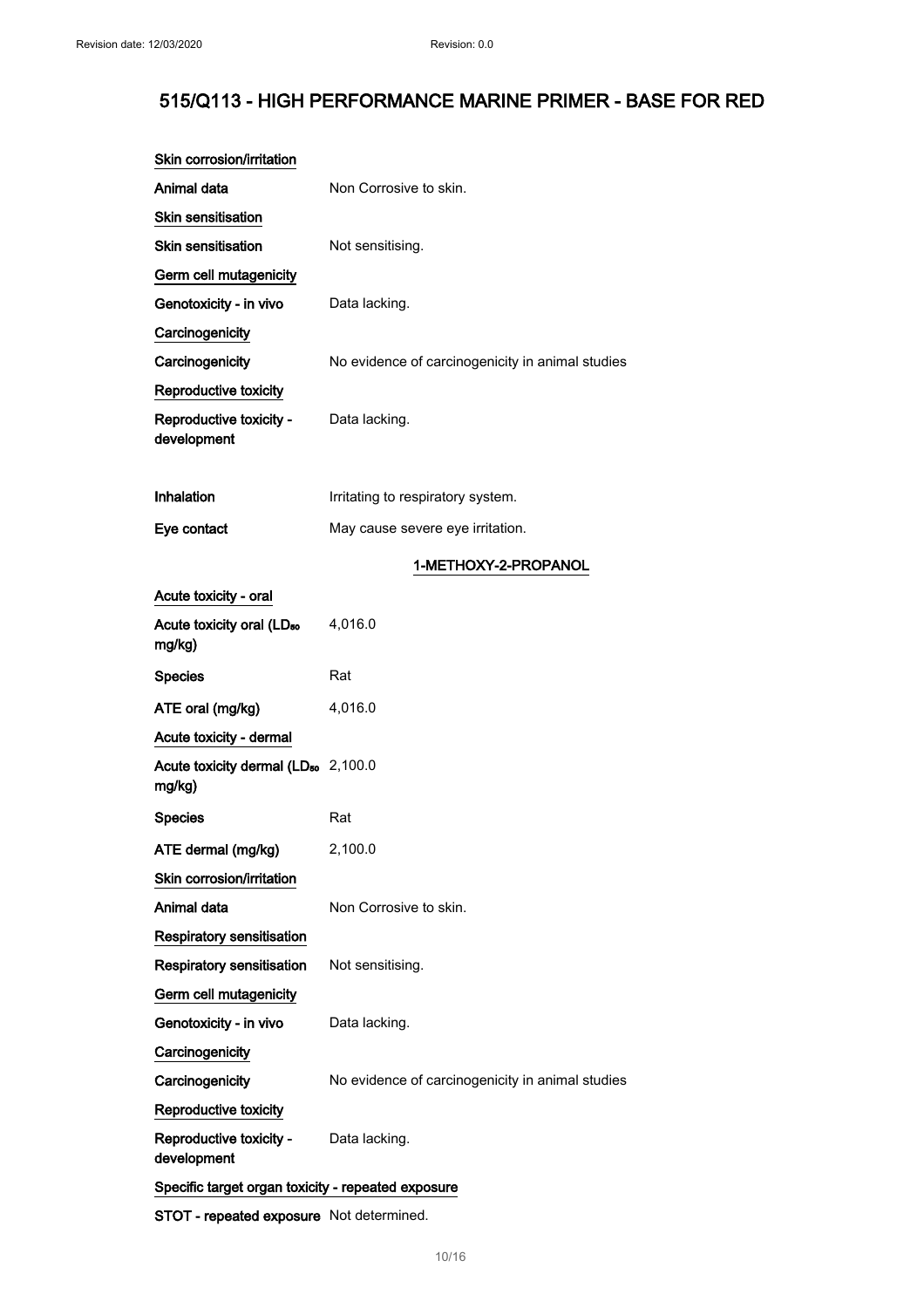# 515/Q113 - HIGH PERFORMANCE MARINE PRIMER - BASE FOR RED

**Skin corrosion/irritation**

| | |
|---|---|
| **Animal data** | Non Corrosive to skin. |

**Skin sensitisation**

| | |
|---|---|
| **Skin sensitisation** | Not sensitising. |

**Germ cell mutagenicity**

| | |
|---|---|
| **Genotoxicity - in vivo** | Data lacking. |

**Carcinogenicity**

| | |
|---|---|
| **Carcinogenicity** | No evidence of carcinogenicity in animal studies |

**Reproductive toxicity**

| | |
|---|---|
| **Reproductive toxicity - development** | Data lacking. |

| | |
|---|---|
| **Inhalation** | Irritating to respiratory system. |
| **Eye contact** | May cause severe eye irritation. |

## 1-METHOXY-2-PROPANOL

**Acute toxicity - oral**

| | |
|---|---|
| **Acute toxicity oral ($LD_{50}$ mg/kg)** | 4,016.0 |
| **Species** | Rat |
| **ATE oral (mg/kg)** | 4,016.0 |

**Acute toxicity - dermal**

| | |
|---|---|
| **Acute toxicity dermal ($LD_{50}$ mg/kg)** | 2,100.0 |
| **Species** | Rat |
| **ATE dermal (mg/kg)** | 2,100.0 |

**Skin corrosion/irritation**

| | |
|---|---|
| **Animal data** | Non Corrosive to skin. |

**Respiratory sensitisation**

| | |
|---|---|
| **Respiratory sensitisation** | Not sensitising. |

**Germ cell mutagenicity**

| | |
|---|---|
| **Genotoxicity - in vivo** | Data lacking. |

**Carcinogenicity**

| | |
|---|---|
| **Carcinogenicity** | No evidence of carcinogenicity in animal studies |

**Reproductive toxicity**

| | |
|---|---|
| **Reproductive toxicity - development** | Data lacking. |

**Specific target organ toxicity - repeated exposure**

| | |
|---|---|
| **STOT - repeated exposure** | Not determined. |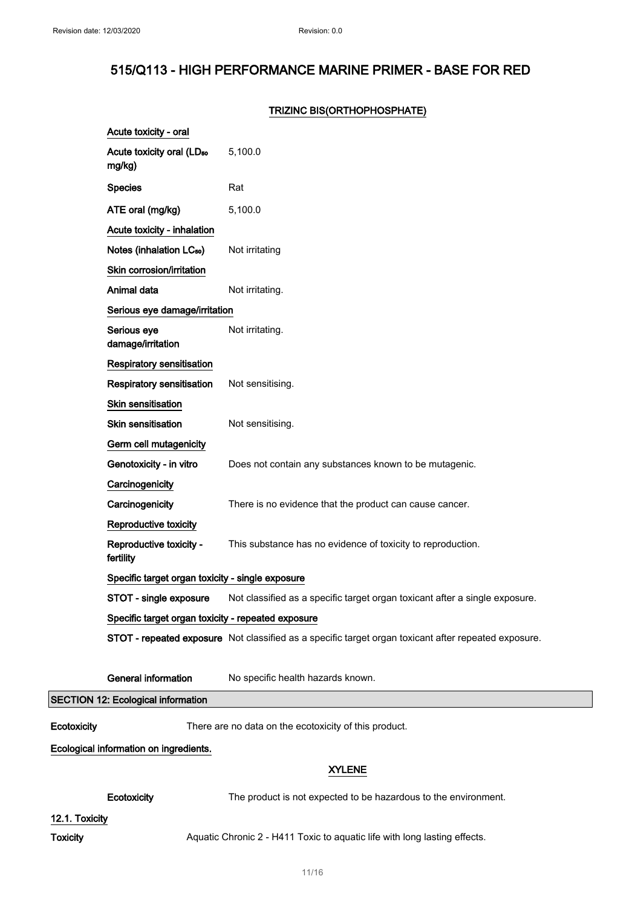### TRIZINC BIS(ORTHOPHOSPHATE)

**Acute toxicity - oral**

| | |
|---|---|
| Acute toxicity oral ($LD_{50}$ mg/kg) | 5,100.0 |
| Species | Rat |
| ATE oral (mg/kg) | 5,100.0 |

**Acute toxicity - inhalation**

| | |
|---|---|
| Notes (inhalation $LC_{50}$) | Not irritating |

**Skin corrosion/irritation**

| | |
|---|---|
| Animal data | Not irritating. |

**Serious eye damage/irritation**

| | |
|---|---|
| Serious eye damage/irritation | Not irritating. |

**Respiratory sensitisation**

| | |
|---|---|
| Respiratory sensitisation | Not sensitising. |

**Skin sensitisation**

| | |
|---|---|
| Skin sensitisation | Not sensitising. |

**Germ cell mutagenicity**

| | |
|---|---|
| Genotoxicity - in vitro | Does not contain any substances known to be mutagenic. |

**Carcinogenicity**

| | |
|---|---|
| Carcinogenicity | There is no evidence that the product can cause cancer. |

**Reproductive toxicity**

| | |
|---|---|
| Reproductive toxicity - fertility | This substance has no evidence of toxicity to reproduction. |

**Specific target organ toxicity - single exposure**

| | |
|---|---|
| STOT - single exposure | Not classified as a specific target organ toxicant after a single exposure. |

**Specific target organ toxicity - repeated exposure**

| | |
|---|---|
| STOT - repeated exposure | Not classified as a specific target organ toxicant after repeated exposure. |

| | |
|---|---|
| General information | No specific health hazards known. |

## SECTION 12: Ecological information

**Ecotoxicity** There are no data on the ecotoxicity of this product.

**Ecological information on ingredients.**

### XYLENE

**Ecotoxicity** The product is not expected to be hazardous to the environment.

**12.1. Toxicity**

**Toxicity** Aquatic Chronic 2 - H411 Toxic to aquatic life with long lasting effects.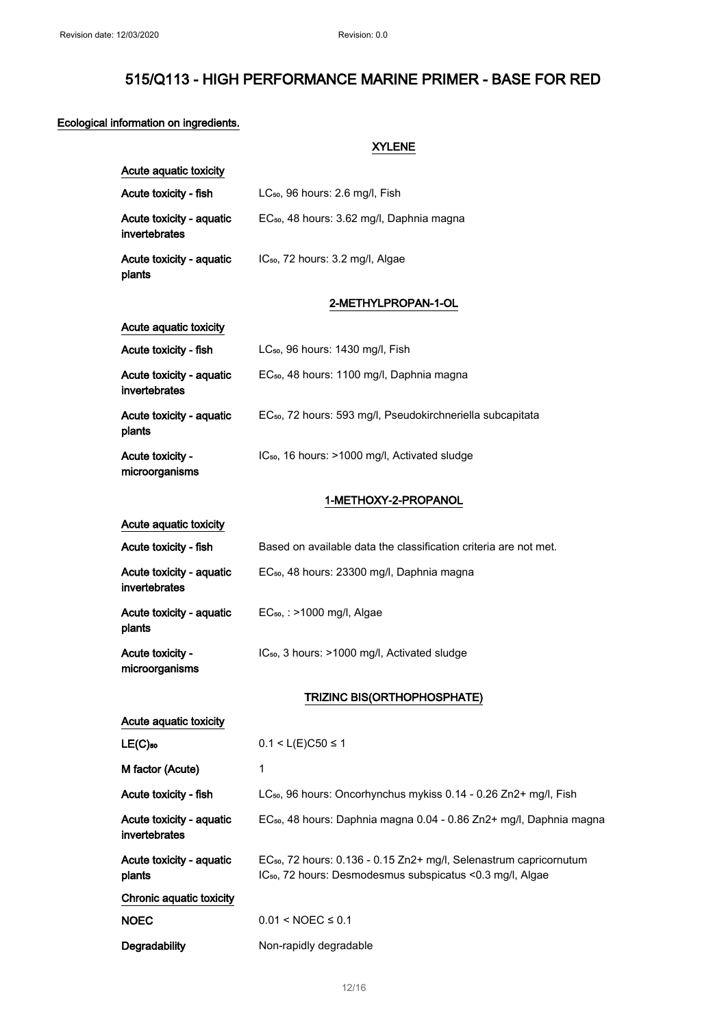### Ecological information on ingredients.

#### XYLENE

**Acute aquatic toxicity**

| | |
|---|---|
| **Acute toxicity - fish** | $LC_{50}$, 96 hours: 2.6 mg/l, Fish |
| **Acute toxicity - aquatic invertebrates** | $EC_{50}$, 48 hours: 3.62 mg/l, Daphnia magna |
| **Acute toxicity - aquatic plants** | $IC_{50}$, 72 hours: 3.2 mg/l, Algae |

#### 2-METHYLPROPAN-1-OL

**Acute aquatic toxicity**

| | |
|---|---|
| **Acute toxicity - fish** | $LC_{50}$, 96 hours: 1430 mg/l, Fish |
| **Acute toxicity - aquatic invertebrates** | $EC_{50}$, 48 hours: 1100 mg/l, Daphnia magna |
| **Acute toxicity - aquatic plants** | $EC_{50}$, 72 hours: 593 mg/l, Pseudokirchneriella subcapitata |
| **Acute toxicity - microorganisms** | $IC_{50}$, 16 hours: >1000 mg/l, Activated sludge |

#### 1-METHOXY-2-PROPANOL

**Acute aquatic toxicity**

| | |
|---|---|
| **Acute toxicity - fish** | Based on available data the classification criteria are not met. |
| **Acute toxicity - aquatic invertebrates** | $EC_{50}$, 48 hours: 23300 mg/l, Daphnia magna |
| **Acute toxicity - aquatic plants** | $EC_{50}$, : >1000 mg/l, Algae |
| **Acute toxicity - microorganisms** | $IC_{50}$, 3 hours: >1000 mg/l, Activated sludge |

#### TRIZINC BIS(ORTHOPHOSPHATE)

**Acute aquatic toxicity**

| | |
|---|---|
| **$LE(C)_{50}$** | $0.1 < L(E)C50 \leq 1$ |
| **M factor (Acute)** | 1 |
| **Acute toxicity - fish** | $LC_{50}$, 96 hours: Oncorhynchus mykiss 0.14 - 0.26 $Zn^{2+}$ mg/l, Fish |
| **Acute toxicity - aquatic invertebrates** | $EC_{50}$, 48 hours: Daphnia magna 0.04 - 0.86 $Zn^{2+}$ mg/l, Daphnia magna |
| **Acute toxicity - aquatic plants** | $EC_{50}$, 72 hours: 0.136 - 0.15 $Zn^{2+}$ mg/l, Selenastrum capricornutum<br>$IC_{50}$, 72 hours: Desmodesmus subspicatus <0.3 mg/l, Algae |

**Chronic aquatic toxicity**

| | |
|---|---|
| **NOEC** | $0.01 < NOEC \leq 0.1$ |
| **Degradability** | Non-rapidly degradable |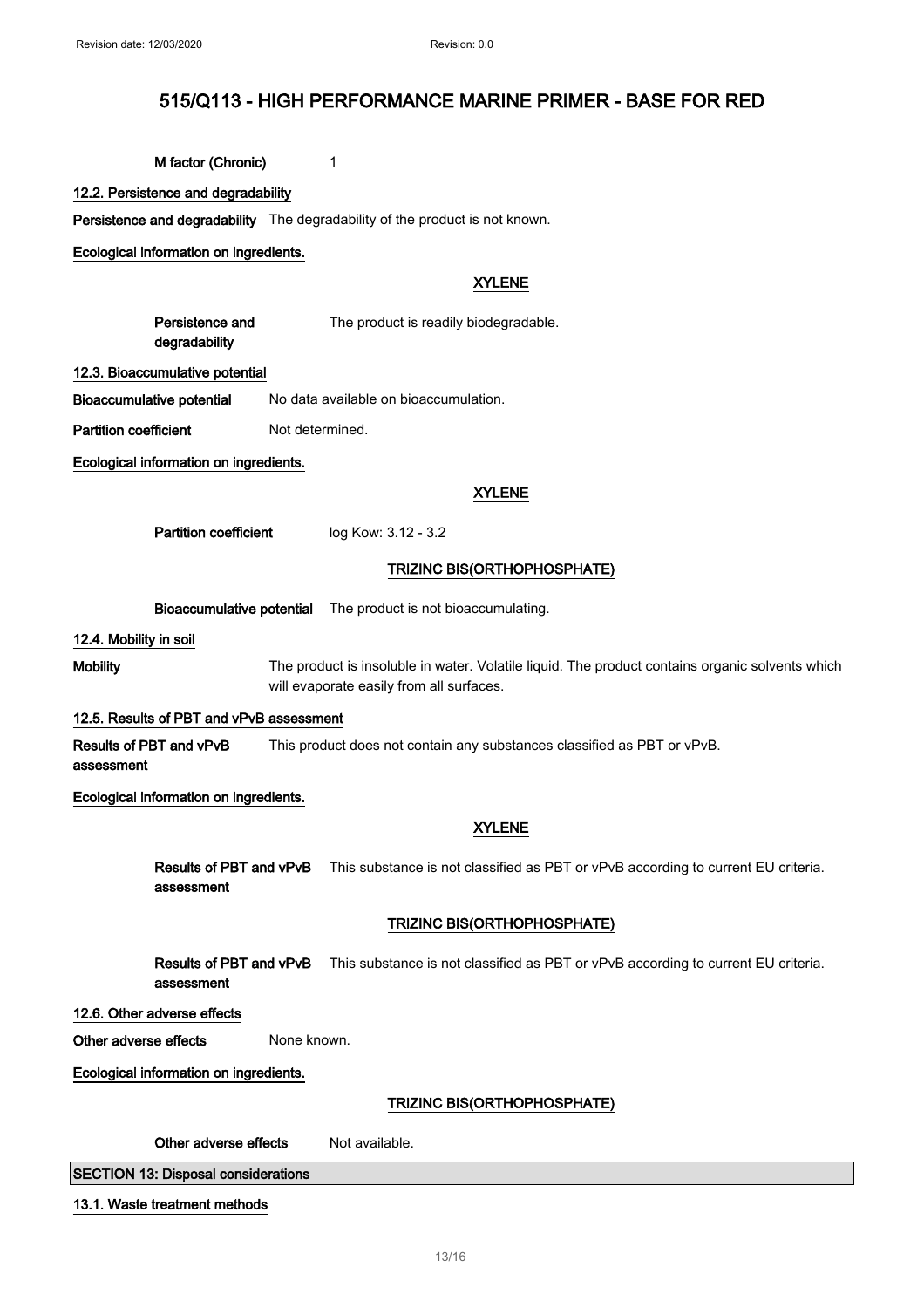**M factor (Chronic)** 1

### 12.2. Persistence and degradability

**Persistence and degradability** The degradability of the product is not known.

**Ecological information on ingredients.**

**XYLENE**

**Persistence and degradability** The product is readily biodegradable.

### 12.3. Bioaccumulative potential

**Bioaccumulative potential** No data available on bioaccumulation.

**Partition coefficient** Not determined.

**Ecological information on ingredients.**

**XYLENE**

**Partition coefficient** log Kow: 3.12 - 3.2

**TRIZINC BIS(ORTHOPHOSPHATE)**

**Bioaccumulative potential** The product is not bioaccumulating.

### 12.4. Mobility in soil

**Mobility** The product is insoluble in water. Volatile liquid. The product contains organic solvents which will evaporate easily from all surfaces.

### 12.5. Results of PBT and vPvB assessment

**Results of PBT and vPvB assessment** This product does not contain any substances classified as PBT or vPvB.

**Ecological information on ingredients.**

**XYLENE**

**Results of PBT and vPvB assessment** This substance is not classified as PBT or vPvB according to current EU criteria.

**TRIZINC BIS(ORTHOPHOSPHATE)**

**Results of PBT and vPvB assessment** This substance is not classified as PBT or vPvB according to current EU criteria.

### 12.6. Other adverse effects

**Other adverse effects** None known.

**Ecological information on ingredients.**

**TRIZINC BIS(ORTHOPHOSPHATE)**

**Other adverse effects** Not available.

## SECTION 13: Disposal considerations

### 13.1. Waste treatment methods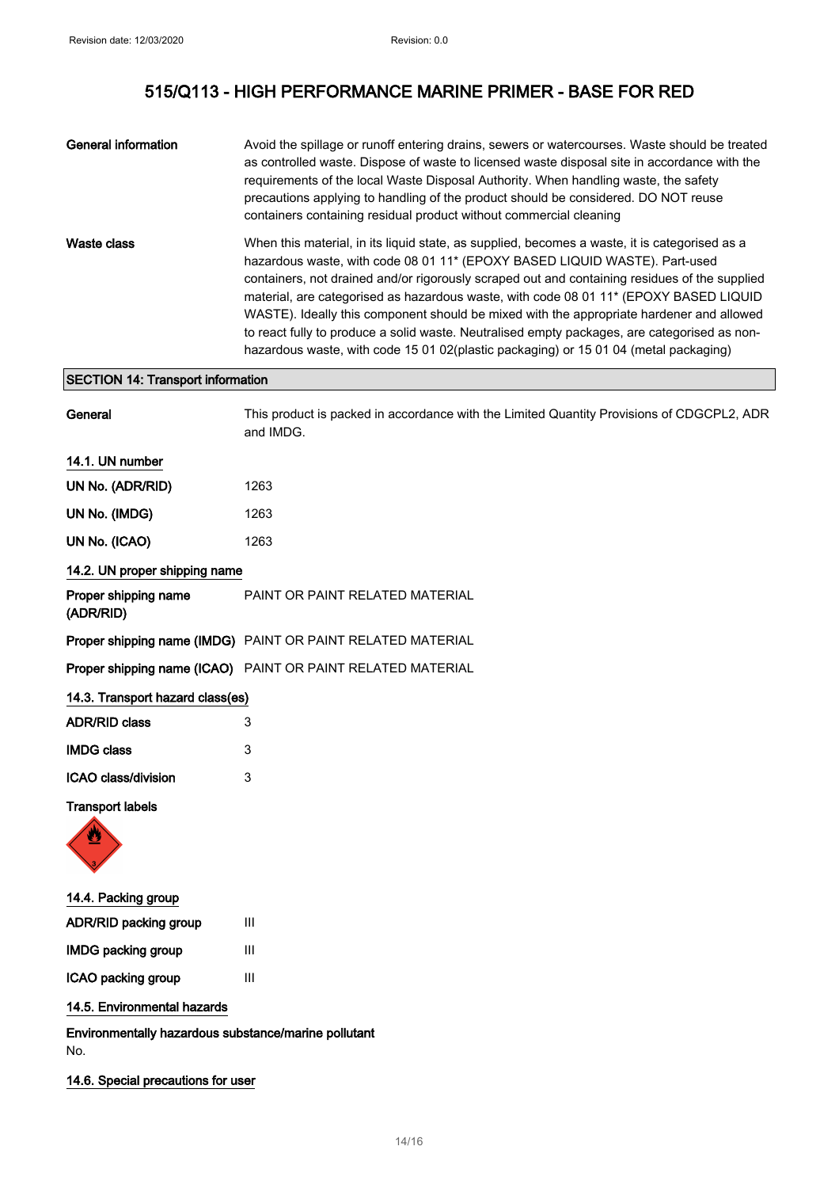# 515/Q113 - HIGH PERFORMANCE MARINE PRIMER - BASE FOR RED

**General information**

Avoid the spillage or runoff entering drains, sewers or watercourses. Waste should be treated as controlled waste. Dispose of waste to licensed waste disposal site in accordance with the requirements of the local Waste Disposal Authority. When handling waste, the safety precautions applying to handling of the product should be considered. DO NOT reuse containers containing residual product without commercial cleaning

**Waste class**

When this material, in its liquid state, as supplied, becomes a waste, it is categorised as a hazardous waste, with code 08 01 11* (EPOXY BASED LIQUID WASTE). Part-used containers, not drained and/or rigorously scraped out and containing residues of the supplied material, are categorised as hazardous waste, with code 08 01 11* (EPOXY BASED LIQUID WASTE). Ideally this component should be mixed with the appropriate hardener and allowed to react fully to produce a solid waste. Neutralised empty packages, are categorised as non-hazardous waste, with code 15 01 02(plastic packaging) or 15 01 04 (metal packaging)

## SECTION 14: Transport information

**General**

This product is packed in accordance with the Limited Quantity Provisions of CDGCPL2, ADR and IMDG.

### 14.1. UN number

**UN No. (ADR/RID)** 1263

**UN No. (IMDG)** 1263

**UN No. (ICAO)** 1263

### 14.2. UN proper shipping name

**Proper shipping name (ADR/RID)** PAINT OR PAINT RELATED MATERIAL

**Proper shipping name (IMDG)** PAINT OR PAINT RELATED MATERIAL

**Proper shipping name (ICAO)** PAINT OR PAINT RELATED MATERIAL

### 14.3. Transport hazard class(es)

**ADR/RID class** 3

**IMDG class** 3

**ICAO class/division** 3

**Transport labels**

### 14.4. Packing group

**ADR/RID packing group** III

**IMDG packing group** III

**ICAO packing group** III

### 14.5. Environmental hazards

**Environmentally hazardous substance/marine pollutant**

No.

### 14.6. Special precautions for user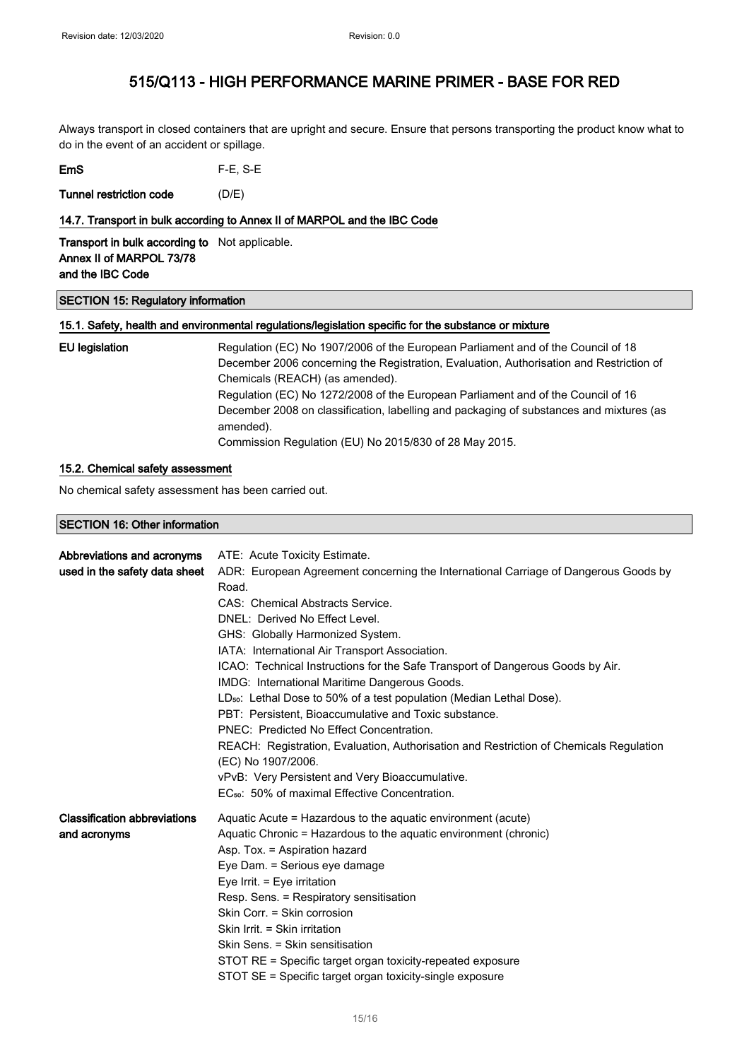# 515/Q113 - HIGH PERFORMANCE MARINE PRIMER - BASE FOR RED

Always transport in closed containers that are upright and secure. Ensure that persons transporting the product know what to do in the event of an accident or spillage.

**EmS** F-E, S-E

**Tunnel restriction code** (D/E)

### 14.7. Transport in bulk according to Annex II of MARPOL and the IBC Code

**Transport in bulk according to Annex II of MARPOL 73/78 and the IBC Code** Not applicable.

## SECTION 15: Regulatory information

### 15.1. Safety, health and environmental regulations/legislation specific for the substance or mixture

**EU legislation**

Regulation (EC) No 1907/2006 of the European Parliament and of the Council of 18 December 2006 concerning the Registration, Evaluation, Authorisation and Restriction of Chemicals (REACH) (as amended).
Regulation (EC) No 1272/2008 of the European Parliament and of the Council of 16 December 2008 on classification, labelling and packaging of substances and mixtures (as amended).
Commission Regulation (EU) No 2015/830 of 28 May 2015.

### 15.2. Chemical safety assessment

No chemical safety assessment has been carried out.

## SECTION 16: Other information

**Abbreviations and acronyms used in the safety data sheet**

ATE: Acute Toxicity Estimate.
ADR: European Agreement concerning the International Carriage of Dangerous Goods by Road.
CAS: Chemical Abstracts Service.
DNEL: Derived No Effect Level.
GHS: Globally Harmonized System.
IATA: International Air Transport Association.
ICAO: Technical Instructions for the Safe Transport of Dangerous Goods by Air.
IMDG: International Maritime Dangerous Goods.
$LD_{50}$: Lethal Dose to 50% of a test population (Median Lethal Dose).
PBT: Persistent, Bioaccumulative and Toxic substance.
PNEC: Predicted No Effect Concentration.
REACH: Registration, Evaluation, Authorisation and Restriction of Chemicals Regulation (EC) No 1907/2006.
vPvB: Very Persistent and Very Bioaccumulative.
$EC_{50}$: 50% of maximal Effective Concentration.

**Classification abbreviations and acronyms**

Aquatic Acute = Hazardous to the aquatic environment (acute)
Aquatic Chronic = Hazardous to the aquatic environment (chronic)
Asp. Tox. = Aspiration hazard
Eye Dam. = Serious eye damage
Eye Irrit. = Eye irritation
Resp. Sens. = Respiratory sensitisation
Skin Corr. = Skin corrosion
Skin Irrit. = Skin irritation
Skin Sens. = Skin sensitisation
STOT RE = Specific target organ toxicity-repeated exposure
STOT SE = Specific target organ toxicity-single exposure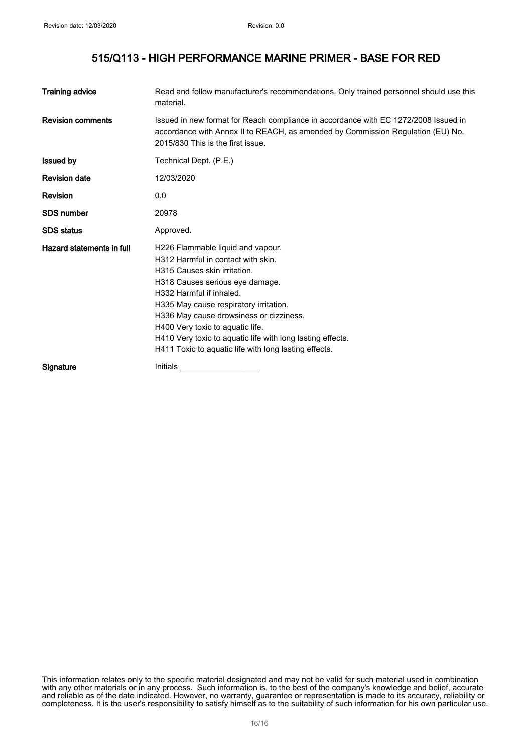# 515/Q113 - HIGH PERFORMANCE MARINE PRIMER - BASE FOR RED

| | |
|---|---|
| **Training advice** | Read and follow manufacturer's recommendations. Only trained personnel should use this material. |
| **Revision comments** | Issued in new format for Reach compliance in accordance with EC 1272/2008 Issued in accordance with Annex II to REACH, as amended by Commission Regulation (EU) No. 2015/830 This is the first issue. |
| **Issued by** | Technical Dept. (P.E.) |
| **Revision date** | 12/03/2020 |
| **Revision** | 0.0 |
| **SDS number** | 20978 |
| **SDS status** | Approved. |
| **Hazard statements in full** | H226 Flammable liquid and vapour.<br>H312 Harmful in contact with skin.<br>H315 Causes skin irritation.<br>H318 Causes serious eye damage.<br>H332 Harmful if inhaled.<br>H335 May cause respiratory irritation.<br>H336 May cause drowsiness or dizziness.<br>H400 Very toxic to aquatic life.<br>H410 Very toxic to aquatic life with long lasting effects.<br>H411 Toxic to aquatic life with long lasting effects. |
| **Signature** | Initials ___________________ |

This information relates only to the specific material designated and may not be valid for such material used in combination with any other materials or in any process. Such information is, to the best of the company's knowledge and belief, accurate and reliable as of the date indicated. However, no warranty, guarantee or representation is made to its accuracy, reliability or completeness. It is the user's responsibility to satisfy himself as to the suitability of such information for his own particular use.